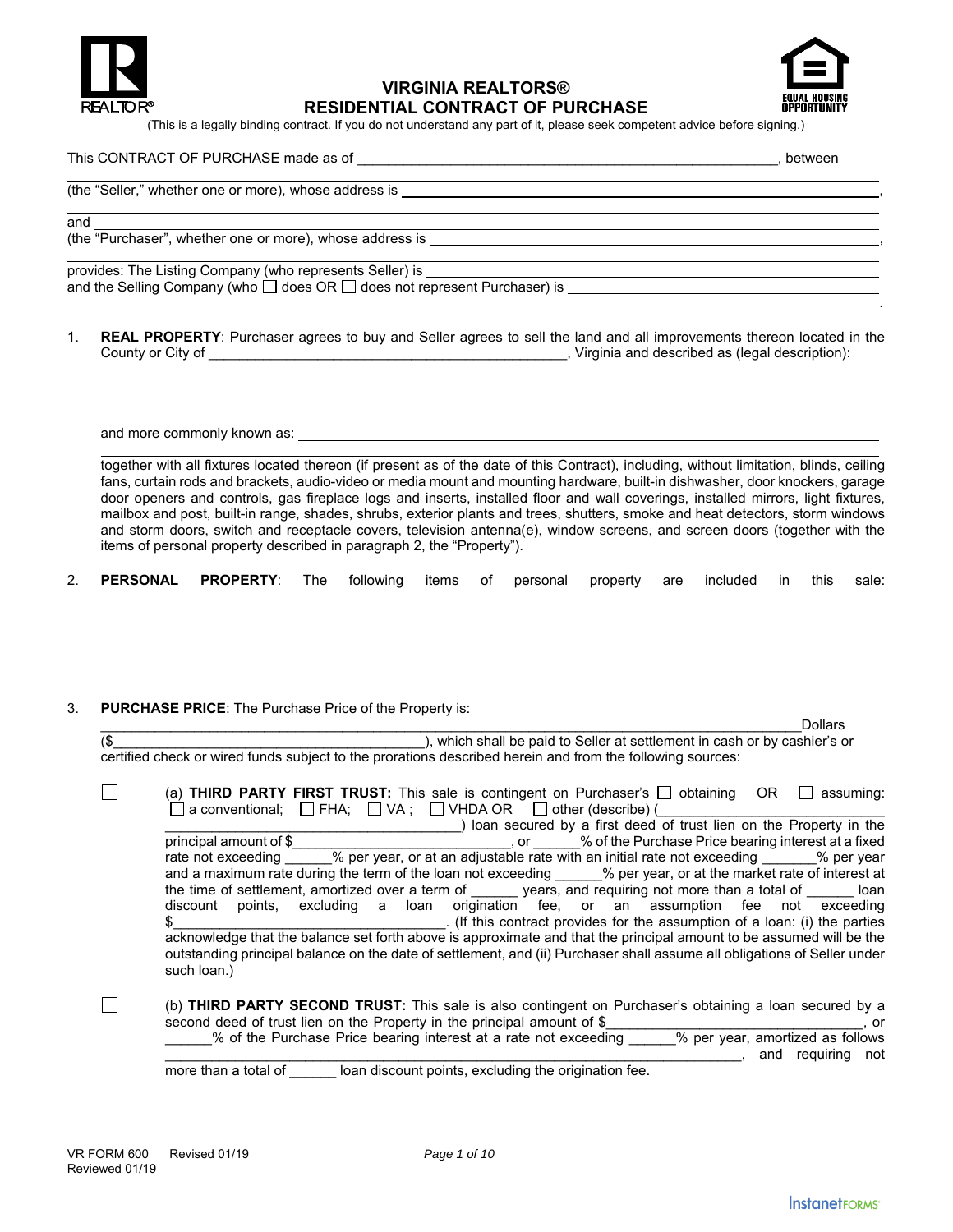# VIRGINIA REALTORS®
# RESIDENTIAL CONTRACT OF PURCHASE

(This is a legally binding contract. If you do not understand any part of it, please seek competent advice before signing.)

This CONTRACT OF PURCHASE made as of ____________________________________________________, between

______________________________________________________________________________

(the "Seller," whether one or more), whose address is ______________________________________________,

______________________________________________________________________________

and ___________________________________________________________________________

(the "Purchaser", whether one or more), whose address is ___________________________________________,

______________________________________________________________________________

provides: The Listing Company (who represents Seller) is ____________________________________________

and the Selling Company (who ☐ does OR ☐ does not represent Purchaser) is __________________________

______________________________________________________________________________.

1. **REAL PROPERTY**: Purchaser agrees to buy and Seller agrees to sell the land and all improvements thereon located in the County or City of ______________________________________________, Virginia and described as (legal description):

   and more commonly known as: _______________________________________________________________

   ______________________________________________________________________________

   together with all fixtures located thereon (if present as of the date of this Contract), including, without limitation, blinds, ceiling fans, curtain rods and brackets, audio-video or media mount and mounting hardware, built-in dishwasher, door knockers, garage door openers and controls, gas fireplace logs and inserts, installed floor and wall coverings, installed mirrors, light fixtures, mailbox and post, built-in range, shades, shrubs, exterior plants and trees, shutters, smoke and heat detectors, storm windows and storm doors, switch and receptacle covers, television antenna(e), window screens, and screen doors (together with the items of personal property described in paragraph 2, the "Property").

2. **PERSONAL PROPERTY**: The following items of personal property are included in this sale:

3. **PURCHASE PRICE**: The Purchase Price of the Property is:

   ______________________________________________________________________________ Dollars

   ($________________________________________), which shall be paid to Seller at settlement in cash or by cashier's or certified check or wired funds subject to the prorations described herein and from the following sources:

   ☐ (a) **THIRD PARTY FIRST TRUST:** This sale is contingent on Purchaser's ☐ obtaining OR ☐ assuming: ☐ a conventional; ☐ FHA; ☐ VA ; ☐ VHDA OR ☐ other (describe) (______________________________ ______________________________________) loan secured by a first deed of trust lien on the Property in the principal amount of $____________________________, or ______% of the Purchase Price bearing interest at a fixed rate not exceeding ______% per year, or at an adjustable rate with an initial rate not exceeding _______% per year and a maximum rate during the term of the loan not exceeding ______% per year, or at the market rate of interest at the time of settlement, amortized over a term of ______ years, and requiring not more than a total of ______ loan discount points, excluding a loan origination fee, or an assumption fee not exceeding $_________________________________. (If this contract provides for the assumption of a loan: (i) the parties acknowledge that the balance set forth above is approximate and that the principal amount to be assumed will be the outstanding principal balance on the date of settlement, and (ii) Purchaser shall assume all obligations of Seller under such loan.)

   ☐ (b) **THIRD PARTY SECOND TRUST:** This sale is also contingent on Purchaser's obtaining a loan secured by a second deed of trust lien on the Property in the principal amount of $______________________________, or ______% of the Purchase Price bearing interest at a rate not exceeding ______% per year, amortized as follows ______________________________________________________________________, and requiring not more than a total of ______ loan discount points, excluding the origination fee.

VR FORM 600 Revised 01/19
Reviewed 01/19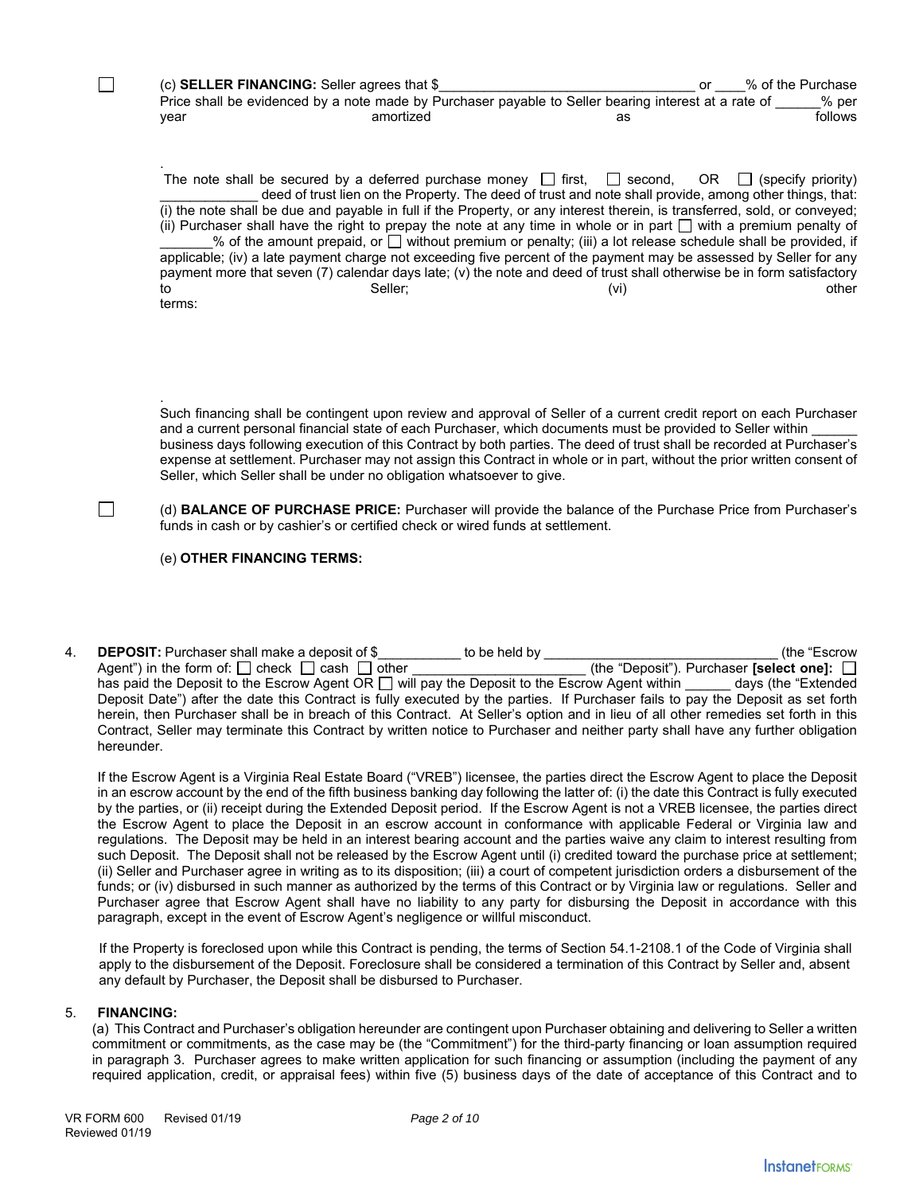☐ (c) **SELLER FINANCING:** Seller agrees that $_________________________________ or ____% of the Purchase Price shall be evidenced by a note made by Purchaser payable to Seller bearing interest at a rate of ______% per year amortized as follows

.

The note shall be secured by a deferred purchase money ☐ first, ☐ second, OR ☐ (specify priority) _____________ deed of trust lien on the Property. The deed of trust and note shall provide, among other things, that: (i) the note shall be due and payable in full if the Property, or any interest therein, is transferred, sold, or conveyed; (ii) Purchaser shall have the right to prepay the note at any time in whole or in part ☐ with a premium penalty of _______% of the amount prepaid, or ☐ without premium or penalty; (iii) a lot release schedule shall be provided, if applicable; (iv) a late payment charge not exceeding five percent of the payment may be assessed by Seller for any payment more that seven (7) calendar days late; (v) the note and deed of trust shall otherwise be in form satisfactory to Seller; (vi) other terms:

.

Such financing shall be contingent upon review and approval of Seller of a current credit report on each Purchaser and a current personal financial state of each Purchaser, which documents must be provided to Seller within ______ business days following execution of this Contract by both parties. The deed of trust shall be recorded at Purchaser's expense at settlement. Purchaser may not assign this Contract in whole or in part, without the prior written consent of Seller, which Seller shall be under no obligation whatsoever to give.

☐ (d) **BALANCE OF PURCHASE PRICE:** Purchaser will provide the balance of the Purchase Price from Purchaser's funds in cash or by cashier's or certified check or wired funds at settlement.

(e) **OTHER FINANCING TERMS:**

4. **DEPOSIT:** Purchaser shall make a deposit of $__________ to be held by ______________________________ (the "Escrow Agent") in the form of: ☐ check ☐ cash ☐ other ______________________ (the "Deposit"). Purchaser **[select one]:** ☐ has paid the Deposit to the Escrow Agent OR ☐ will pay the Deposit to the Escrow Agent within ______ days (the "Extended Deposit Date") after the date this Contract is fully executed by the parties. If Purchaser fails to pay the Deposit as set forth herein, then Purchaser shall be in breach of this Contract. At Seller's option and in lieu of all other remedies set forth in this Contract, Seller may terminate this Contract by written notice to Purchaser and neither party shall have any further obligation hereunder.

   If the Escrow Agent is a Virginia Real Estate Board ("VREB") licensee, the parties direct the Escrow Agent to place the Deposit in an escrow account by the end of the fifth business banking day following the latter of: (i) the date this Contract is fully executed by the parties, or (ii) receipt during the Extended Deposit period. If the Escrow Agent is not a VREB licensee, the parties direct the Escrow Agent to place the Deposit in an escrow account in conformance with applicable Federal or Virginia law and regulations. The Deposit may be held in an interest bearing account and the parties waive any claim to interest resulting from such Deposit. The Deposit shall not be released by the Escrow Agent until (i) credited toward the purchase price at settlement; (ii) Seller and Purchaser agree in writing as to its disposition; (iii) a court of competent jurisdiction orders a disbursement of the funds; or (iv) disbursed in such manner as authorized by the terms of this Contract or by Virginia law or regulations. Seller and Purchaser agree that Escrow Agent shall have no liability to any party for disbursing the Deposit in accordance with this paragraph, except in the event of Escrow Agent's negligence or willful misconduct.

   If the Property is foreclosed upon while this Contract is pending, the terms of Section 54.1-2108.1 of the Code of Virginia shall apply to the disbursement of the Deposit. Foreclosure shall be considered a termination of this Contract by Seller and, absent any default by Purchaser, the Deposit shall be disbursed to Purchaser.

5. **FINANCING:**
   (a) This Contract and Purchaser's obligation hereunder are contingent upon Purchaser obtaining and delivering to Seller a written commitment or commitments, as the case may be (the "Commitment") for the third-party financing or loan assumption required in paragraph 3. Purchaser agrees to make written application for such financing or assumption (including the payment of any required application, credit, or appraisal fees) within five (5) business days of the date of acceptance of this Contract and to

VR FORM 600 Revised 01/19
Reviewed 01/19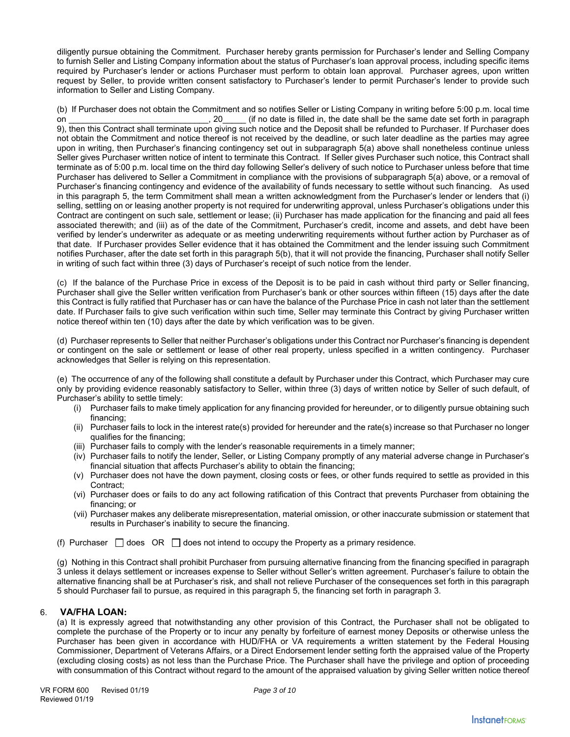diligently pursue obtaining the Commitment. Purchaser hereby grants permission for Purchaser's lender and Selling Company to furnish Seller and Listing Company information about the status of Purchaser's loan approval process, including specific items required by Purchaser's lender or actions Purchaser must perform to obtain loan approval. Purchaser agrees, upon written request by Seller, to provide written consent satisfactory to Purchaser's lender to permit Purchaser's lender to provide such information to Seller and Listing Company.

(b) If Purchaser does not obtain the Commitment and so notifies Seller or Listing Company in writing before 5:00 p.m. local time on ______________________________, 20_____ (if no date is filled in, the date shall be the same date set forth in paragraph 9), then this Contract shall terminate upon giving such notice and the Deposit shall be refunded to Purchaser. If Purchaser does not obtain the Commitment and notice thereof is not received by the deadline, or such later deadline as the parties may agree upon in writing, then Purchaser's financing contingency set out in subparagraph 5(a) above shall nonetheless continue unless Seller gives Purchaser written notice of intent to terminate this Contract. If Seller gives Purchaser such notice, this Contract shall terminate as of 5:00 p.m. local time on the third day following Seller's delivery of such notice to Purchaser unless before that time Purchaser has delivered to Seller a Commitment in compliance with the provisions of subparagraph 5(a) above, or a removal of Purchaser's financing contingency and evidence of the availability of funds necessary to settle without such financing. As used in this paragraph 5, the term Commitment shall mean a written acknowledgment from the Purchaser's lender or lenders that (i) selling, settling on or leasing another property is not required for underwriting approval, unless Purchaser's obligations under this Contract are contingent on such sale, settlement or lease; (ii) Purchaser has made application for the financing and paid all fees associated therewith; and (iii) as of the date of the Commitment, Purchaser's credit, income and assets, and debt have been verified by lender's underwriter as adequate or as meeting underwriting requirements without further action by Purchaser as of that date. If Purchaser provides Seller evidence that it has obtained the Commitment and the lender issuing such Commitment notifies Purchaser, after the date set forth in this paragraph 5(b), that it will not provide the financing, Purchaser shall notify Seller in writing of such fact within three (3) days of Purchaser's receipt of such notice from the lender.

(c) If the balance of the Purchase Price in excess of the Deposit is to be paid in cash without third party or Seller financing, Purchaser shall give the Seller written verification from Purchaser's bank or other sources within fifteen (15) days after the date this Contract is fully ratified that Purchaser has or can have the balance of the Purchase Price in cash not later than the settlement date. If Purchaser fails to give such verification within such time, Seller may terminate this Contract by giving Purchaser written notice thereof within ten (10) days after the date by which verification was to be given.

(d) Purchaser represents to Seller that neither Purchaser's obligations under this Contract nor Purchaser's financing is dependent or contingent on the sale or settlement or lease of other real property, unless specified in a written contingency. Purchaser acknowledges that Seller is relying on this representation.

(e) The occurrence of any of the following shall constitute a default by Purchaser under this Contract, which Purchaser may cure only by providing evidence reasonably satisfactory to Seller, within three (3) days of written notice by Seller of such default, of Purchaser's ability to settle timely:

- (i) Purchaser fails to make timely application for any financing provided for hereunder, or to diligently pursue obtaining such financing;
- (ii) Purchaser fails to lock in the interest rate(s) provided for hereunder and the rate(s) increase so that Purchaser no longer qualifies for the financing;
- (iii) Purchaser fails to comply with the lender's reasonable requirements in a timely manner;
- (iv) Purchaser fails to notify the lender, Seller, or Listing Company promptly of any material adverse change in Purchaser's financial situation that affects Purchaser's ability to obtain the financing;
- (v) Purchaser does not have the down payment, closing costs or fees, or other funds required to settle as provided in this Contract;
- (vi) Purchaser does or fails to do any act following ratification of this Contract that prevents Purchaser from obtaining the financing; or
- (vii) Purchaser makes any deliberate misrepresentation, material omission, or other inaccurate submission or statement that results in Purchaser's inability to secure the financing.

(f) Purchaser ☐ does OR ☐ does not intend to occupy the Property as a primary residence.

(g) Nothing in this Contract shall prohibit Purchaser from pursuing alternative financing from the financing specified in paragraph 3 unless it delays settlement or increases expense to Seller without Seller's written agreement. Purchaser's failure to obtain the alternative financing shall be at Purchaser's risk, and shall not relieve Purchaser of the consequences set forth in this paragraph 5 should Purchaser fail to pursue, as required in this paragraph 5, the financing set forth in paragraph 3.

## 6. VA/FHA LOAN:

(a) It is expressly agreed that notwithstanding any other provision of this Contract, the Purchaser shall not be obligated to complete the purchase of the Property or to incur any penalty by forfeiture of earnest money Deposits or otherwise unless the Purchaser has been given in accordance with HUD/FHA or VA requirements a written statement by the Federal Housing Commissioner, Department of Veterans Affairs, or a Direct Endorsement lender setting forth the appraised value of the Property (excluding closing costs) as not less than the Purchase Price. The Purchaser shall have the privilege and option of proceeding with consummation of this Contract without regard to the amount of the appraised valuation by giving Seller written notice thereof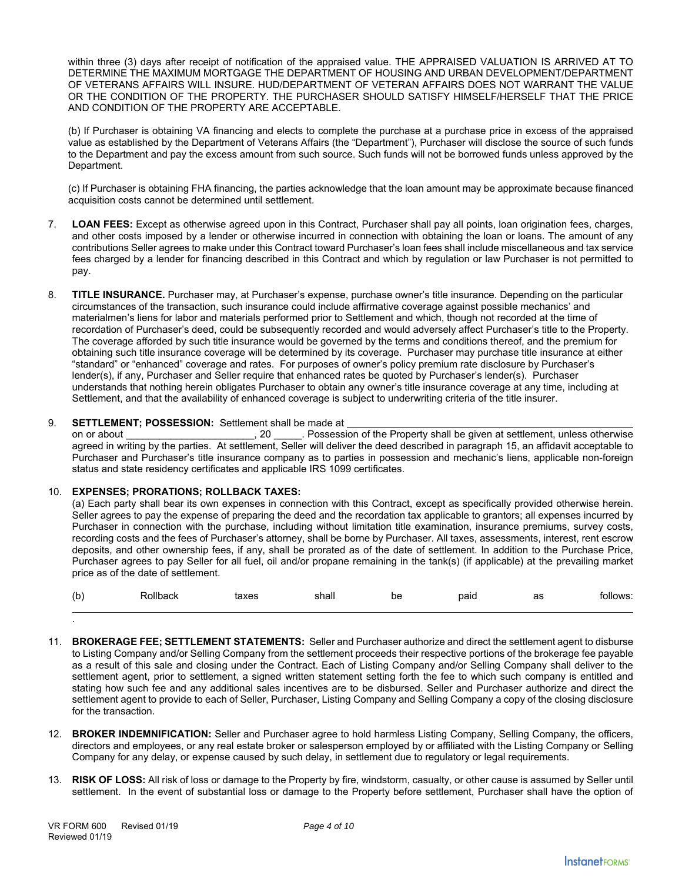within three (3) days after receipt of notification of the appraised value. THE APPRAISED VALUATION IS ARRIVED AT TO DETERMINE THE MAXIMUM MORTGAGE THE DEPARTMENT OF HOUSING AND URBAN DEVELOPMENT/DEPARTMENT OF VETERANS AFFAIRS WILL INSURE. HUD/DEPARTMENT OF VETERAN AFFAIRS DOES NOT WARRANT THE VALUE OR THE CONDITION OF THE PROPERTY. THE PURCHASER SHOULD SATISFY HIMSELF/HERSELF THAT THE PRICE AND CONDITION OF THE PROPERTY ARE ACCEPTABLE.

(b) If Purchaser is obtaining VA financing and elects to complete the purchase at a purchase price in excess of the appraised value as established by the Department of Veterans Affairs (the "Department"), Purchaser will disclose the source of such funds to the Department and pay the excess amount from such source. Such funds will not be borrowed funds unless approved by the Department.

(c) If Purchaser is obtaining FHA financing, the parties acknowledge that the loan amount may be approximate because financed acquisition costs cannot be determined until settlement.

7. **LOAN FEES:** Except as otherwise agreed upon in this Contract, Purchaser shall pay all points, loan origination fees, charges, and other costs imposed by a lender or otherwise incurred in connection with obtaining the loan or loans. The amount of any contributions Seller agrees to make under this Contract toward Purchaser's loan fees shall include miscellaneous and tax service fees charged by a lender for financing described in this Contract and which by regulation or law Purchaser is not permitted to pay.

8. **TITLE INSURANCE.** Purchaser may, at Purchaser's expense, purchase owner's title insurance. Depending on the particular circumstances of the transaction, such insurance could include affirmative coverage against possible mechanics' and materialmen's liens for labor and materials performed prior to Settlement and which, though not recorded at the time of recordation of Purchaser's deed, could be subsequently recorded and would adversely affect Purchaser's title to the Property. The coverage afforded by such title insurance would be governed by the terms and conditions thereof, and the premium for obtaining such title insurance coverage will be determined by its coverage. Purchaser may purchase title insurance at either "standard" or "enhanced" coverage and rates. For purposes of owner's policy premium rate disclosure by Purchaser's lender(s), if any, Purchaser and Seller require that enhanced rates be quoted by Purchaser's lender(s). Purchaser understands that nothing herein obligates Purchaser to obtain any owner's title insurance coverage at any time, including at Settlement, and that the availability of enhanced coverage is subject to underwriting criteria of the title insurer.

9. **SETTLEMENT; POSSESSION:** Settlement shall be made at ______________________________ on or about ______________________, 20 _____. Possession of the Property shall be given at settlement, unless otherwise agreed in writing by the parties. At settlement, Seller will deliver the deed described in paragraph 15, an affidavit acceptable to Purchaser and Purchaser's title insurance company as to parties in possession and mechanic's liens, applicable non-foreign status and state residency certificates and applicable IRS 1099 certificates.

10. **EXPENSES; PRORATIONS; ROLLBACK TAXES:**
(a) Each party shall bear its own expenses in connection with this Contract, except as specifically provided otherwise herein. Seller agrees to pay the expense of preparing the deed and the recordation tax applicable to grantors; all expenses incurred by Purchaser in connection with the purchase, including without limitation title examination, insurance premiums, survey costs, recording costs and the fees of Purchaser's attorney, shall be borne by Purchaser. All taxes, assessments, interest, rent escrow deposits, and other ownership fees, if any, shall be prorated as of the date of settlement. In addition to the Purchase Price, Purchaser agrees to pay Seller for all fuel, oil and/or propane remaining in the tank(s) (if applicable) at the prevailing market price as of the date of settlement.

(b) Rollback taxes shall be paid as follows: ______________________________________________________________.

11. **BROKERAGE FEE; SETTLEMENT STATEMENTS:** Seller and Purchaser authorize and direct the settlement agent to disburse to Listing Company and/or Selling Company from the settlement proceeds their respective portions of the brokerage fee payable as a result of this sale and closing under the Contract. Each of Listing Company and/or Selling Company shall deliver to the settlement agent, prior to settlement, a signed written statement setting forth the fee to which such company is entitled and stating how such fee and any additional sales incentives are to be disbursed. Seller and Purchaser authorize and direct the settlement agent to provide to each of Seller, Purchaser, Listing Company and Selling Company a copy of the closing disclosure for the transaction.

12. **BROKER INDEMNIFICATION:** Seller and Purchaser agree to hold harmless Listing Company, Selling Company, the officers, directors and employees, or any real estate broker or salesperson employed by or affiliated with the Listing Company or Selling Company for any delay, or expense caused by such delay, in settlement due to regulatory or legal requirements.

13. **RISK OF LOSS:** All risk of loss or damage to the Property by fire, windstorm, casualty, or other cause is assumed by Seller until settlement. In the event of substantial loss or damage to the Property before settlement, Purchaser shall have the option of

VR FORM 600 Revised 01/19
Reviewed 01/19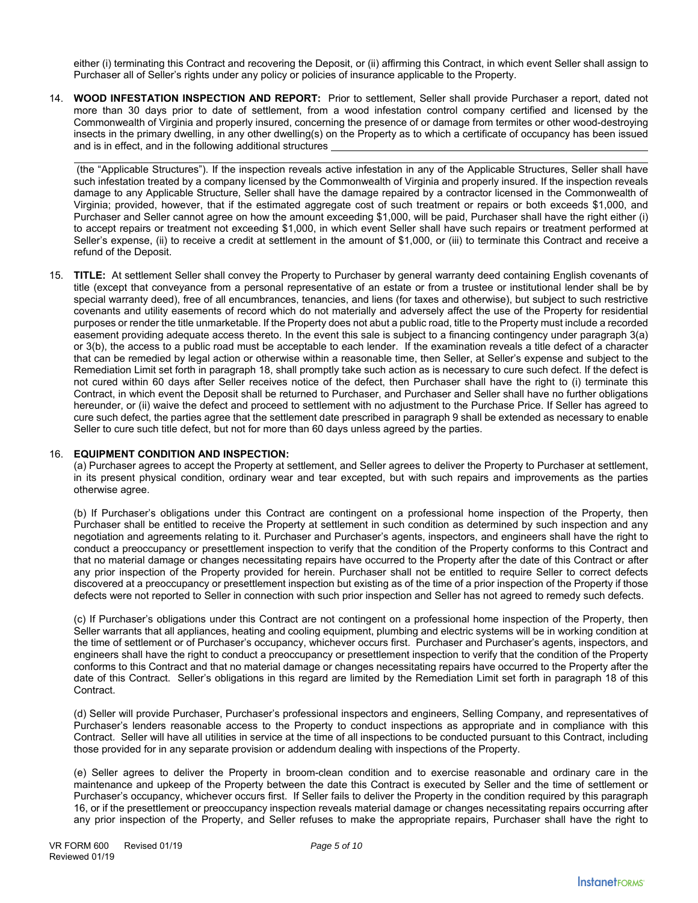either (i) terminating this Contract and recovering the Deposit, or (ii) affirming this Contract, in which event Seller shall assign to Purchaser all of Seller's rights under any policy or policies of insurance applicable to the Property.

14. **WOOD INFESTATION INSPECTION AND REPORT:** Prior to settlement, Seller shall provide Purchaser a report, dated not more than 30 days prior to date of settlement, from a wood infestation control company certified and licensed by the Commonwealth of Virginia and properly insured, concerning the presence of or damage from termites or other wood-destroying insects in the primary dwelling, in any other dwelling(s) on the Property as to which a certificate of occupancy has been issued and is in effect, and in the following additional structures ______________________________________________

______________________________________________ (the "Applicable Structures"). If the inspection reveals active infestation in any of the Applicable Structures, Seller shall have such infestation treated by a company licensed by the Commonwealth of Virginia and properly insured. If the inspection reveals damage to any Applicable Structure, Seller shall have the damage repaired by a contractor licensed in the Commonwealth of Virginia; provided, however, that if the estimated aggregate cost of such treatment or repairs or both exceeds $1,000, and Purchaser and Seller cannot agree on how the amount exceeding $1,000, will be paid, Purchaser shall have the right either (i) to accept repairs or treatment not exceeding $1,000, in which event Seller shall have such repairs or treatment performed at Seller's expense, (ii) to receive a credit at settlement in the amount of $1,000, or (iii) to terminate this Contract and receive a refund of the Deposit.

15. **TITLE:** At settlement Seller shall convey the Property to Purchaser by general warranty deed containing English covenants of title (except that conveyance from a personal representative of an estate or from a trustee or institutional lender shall be by special warranty deed), free of all encumbrances, tenancies, and liens (for taxes and otherwise), but subject to such restrictive covenants and utility easements of record which do not materially and adversely affect the use of the Property for residential purposes or render the title unmarketable. If the Property does not abut a public road, title to the Property must include a recorded easement providing adequate access thereto. In the event this sale is subject to a financing contingency under paragraph 3(a) or 3(b), the access to a public road must be acceptable to each lender. If the examination reveals a title defect of a character that can be remedied by legal action or otherwise within a reasonable time, then Seller, at Seller's expense and subject to the Remediation Limit set forth in paragraph 18, shall promptly take such action as is necessary to cure such defect. If the defect is not cured within 60 days after Seller receives notice of the defect, then Purchaser shall have the right to (i) terminate this Contract, in which event the Deposit shall be returned to Purchaser, and Purchaser and Seller shall have no further obligations hereunder, or (ii) waive the defect and proceed to settlement with no adjustment to the Purchase Price. If Seller has agreed to cure such defect, the parties agree that the settlement date prescribed in paragraph 9 shall be extended as necessary to enable Seller to cure such title defect, but not for more than 60 days unless agreed by the parties.

16. **EQUIPMENT CONDITION AND INSPECTION:**

(a) Purchaser agrees to accept the Property at settlement, and Seller agrees to deliver the Property to Purchaser at settlement, in its present physical condition, ordinary wear and tear excepted, but with such repairs and improvements as the parties otherwise agree.

(b) If Purchaser's obligations under this Contract are contingent on a professional home inspection of the Property, then Purchaser shall be entitled to receive the Property at settlement in such condition as determined by such inspection and any negotiation and agreements relating to it. Purchaser and Purchaser's agents, inspectors, and engineers shall have the right to conduct a preoccupancy or presettlement inspection to verify that the condition of the Property conforms to this Contract and that no material damage or changes necessitating repairs have occurred to the Property after the date of this Contract or after any prior inspection of the Property provided for herein. Purchaser shall not be entitled to require Seller to correct defects discovered at a preoccupancy or presettlement inspection but existing as of the time of a prior inspection of the Property if those defects were not reported to Seller in connection with such prior inspection and Seller has not agreed to remedy such defects.

(c) If Purchaser's obligations under this Contract are not contingent on a professional home inspection of the Property, then Seller warrants that all appliances, heating and cooling equipment, plumbing and electric systems will be in working condition at the time of settlement or of Purchaser's occupancy, whichever occurs first. Purchaser and Purchaser's agents, inspectors, and engineers shall have the right to conduct a preoccupancy or presettlement inspection to verify that the condition of the Property conforms to this Contract and that no material damage or changes necessitating repairs have occurred to the Property after the date of this Contract. Seller's obligations in this regard are limited by the Remediation Limit set forth in paragraph 18 of this Contract.

(d) Seller will provide Purchaser, Purchaser's professional inspectors and engineers, Selling Company, and representatives of Purchaser's lenders reasonable access to the Property to conduct inspections as appropriate and in compliance with this Contract. Seller will have all utilities in service at the time of all inspections to be conducted pursuant to this Contract, including those provided for in any separate provision or addendum dealing with inspections of the Property.

(e) Seller agrees to deliver the Property in broom-clean condition and to exercise reasonable and ordinary care in the maintenance and upkeep of the Property between the date this Contract is executed by Seller and the time of settlement or Purchaser's occupancy, whichever occurs first. If Seller fails to deliver the Property in the condition required by this paragraph 16, or if the presettlement or preoccupancy inspection reveals material damage or changes necessitating repairs occurring after any prior inspection of the Property, and Seller refuses to make the appropriate repairs, Purchaser shall have the right to

VR FORM 600 Revised 01/19
Reviewed 01/19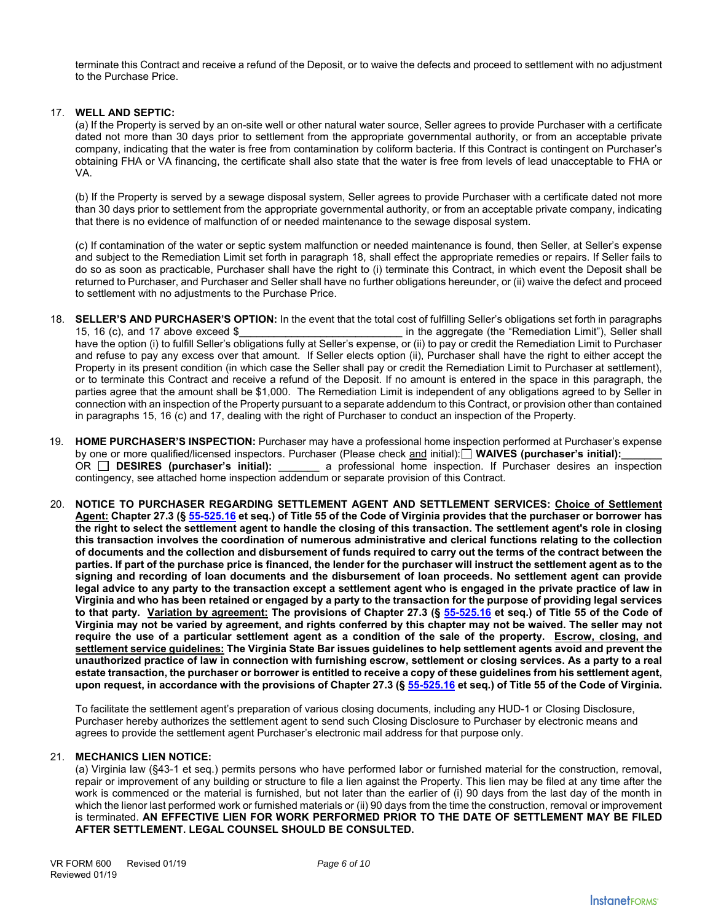terminate this Contract and receive a refund of the Deposit, or to waive the defects and proceed to settlement with no adjustment to the Purchase Price.

17. **WELL AND SEPTIC:**

(a) If the Property is served by an on-site well or other natural water source, Seller agrees to provide Purchaser with a certificate dated not more than 30 days prior to settlement from the appropriate governmental authority, or from an acceptable private company, indicating that the water is free from contamination by coliform bacteria. If this Contract is contingent on Purchaser's obtaining FHA or VA financing, the certificate shall also state that the water is free from levels of lead unacceptable to FHA or VA.

(b) If the Property is served by a sewage disposal system, Seller agrees to provide Purchaser with a certificate dated not more than 30 days prior to settlement from the appropriate governmental authority, or from an acceptable private company, indicating that there is no evidence of malfunction of or needed maintenance to the sewage disposal system.

(c) If contamination of the water or septic system malfunction or needed maintenance is found, then Seller, at Seller's expense and subject to the Remediation Limit set forth in paragraph 18, shall effect the appropriate remedies or repairs. If Seller fails to do so as soon as practicable, Purchaser shall have the right to (i) terminate this Contract, in which event the Deposit shall be returned to Purchaser, and Purchaser and Seller shall have no further obligations hereunder, or (ii) waive the defect and proceed to settlement with no adjustments to the Purchase Price.

18. **SELLER'S AND PURCHASER'S OPTION:** In the event that the total cost of fulfilling Seller's obligations set forth in paragraphs 15, 16 (c), and 17 above exceed $____________________________ in the aggregate (the "Remediation Limit"), Seller shall have the option (i) to fulfill Seller's obligations fully at Seller's expense, or (ii) to pay or credit the Remediation Limit to Purchaser and refuse to pay any excess over that amount. If Seller elects option (ii), Purchaser shall have the right to either accept the Property in its present condition (in which case the Seller shall pay or credit the Remediation Limit to Purchaser at settlement), or to terminate this Contract and receive a refund of the Deposit. If no amount is entered in the space in this paragraph, the parties agree that the amount shall be $1,000. The Remediation Limit is independent of any obligations agreed to by Seller in connection with an inspection of the Property pursuant to a separate addendum to this Contract, or provision other than contained in paragraphs 15, 16 (c) and 17, dealing with the right of Purchaser to conduct an inspection of the Property.

19. **HOME PURCHASER'S INSPECTION:** Purchaser may have a professional home inspection performed at Purchaser's expense by one or more qualified/licensed inspectors. Purchaser (Please check and initial): ☐ **WAIVES (purchaser's initial):_______** OR ☐ **DESIRES (purchaser's initial): _______** a professional home inspection. If Purchaser desires an inspection contingency, see attached home inspection addendum or separate provision of this Contract.

20. **NOTICE TO PURCHASER REGARDING SETTLEMENT AGENT AND SETTLEMENT SERVICES: Choice of Settlement Agent: Chapter 27.3 (§ 55-525.16 et seq.) of Title 55 of the Code of Virginia provides that the purchaser or borrower has the right to select the settlement agent to handle the closing of this transaction. The settlement agent's role in closing this transaction involves the coordination of numerous administrative and clerical functions relating to the collection of documents and the collection and disbursement of funds required to carry out the terms of the contract between the parties. If part of the purchase price is financed, the lender for the purchaser will instruct the settlement agent as to the signing and recording of loan documents and the disbursement of loan proceeds. No settlement agent can provide legal advice to any party to the transaction except a settlement agent who is engaged in the private practice of law in Virginia and who has been retained or engaged by a party to the transaction for the purpose of providing legal services to that party. Variation by agreement: The provisions of Chapter 27.3 (§ 55-525.16 et seq.) of Title 55 of the Code of Virginia may not be varied by agreement, and rights conferred by this chapter may not be waived. The seller may not require the use of a particular settlement agent as a condition of the sale of the property. Escrow, closing, and settlement service guidelines: The Virginia State Bar issues guidelines to help settlement agents avoid and prevent the unauthorized practice of law in connection with furnishing escrow, settlement or closing services. As a party to a real estate transaction, the purchaser or borrower is entitled to receive a copy of these guidelines from his settlement agent, upon request, in accordance with the provisions of Chapter 27.3 (§ 55-525.16 et seq.) of Title 55 of the Code of Virginia.**

To facilitate the settlement agent's preparation of various closing documents, including any HUD-1 or Closing Disclosure, Purchaser hereby authorizes the settlement agent to send such Closing Disclosure to Purchaser by electronic means and agrees to provide the settlement agent Purchaser's electronic mail address for that purpose only.

21. **MECHANICS LIEN NOTICE:**

(a) Virginia law (§43-1 et seq.) permits persons who have performed labor or furnished material for the construction, removal, repair or improvement of any building or structure to file a lien against the Property. This lien may be filed at any time after the work is commenced or the material is furnished, but not later than the earlier of (i) 90 days from the last day of the month in which the lienor last performed work or furnished materials or (ii) 90 days from the time the construction, removal or improvement is terminated. **AN EFFECTIVE LIEN FOR WORK PERFORMED PRIOR TO THE DATE OF SETTLEMENT MAY BE FILED AFTER SETTLEMENT. LEGAL COUNSEL SHOULD BE CONSULTED.**

VR FORM 600 Revised 01/19
Reviewed 01/19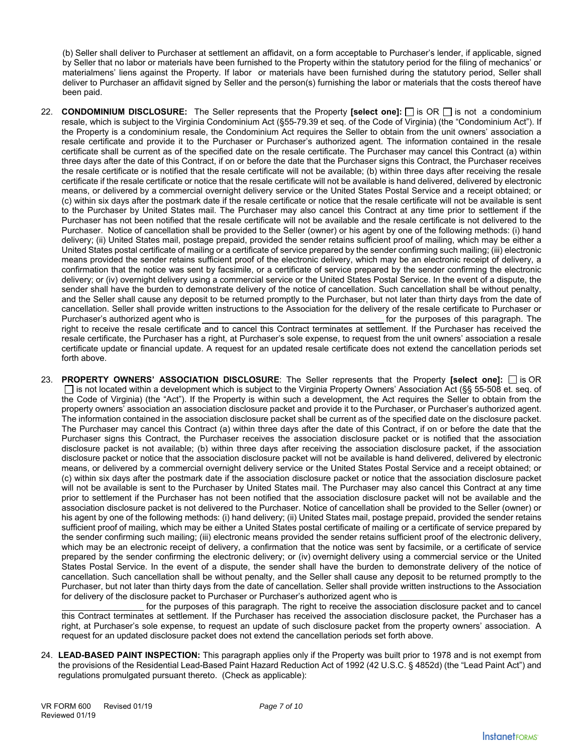(b) Seller shall deliver to Purchaser at settlement an affidavit, on a form acceptable to Purchaser's lender, if applicable, signed by Seller that no labor or materials have been furnished to the Property within the statutory period for the filing of mechanics' or materialmens' liens against the Property. If labor or materials have been furnished during the statutory period, Seller shall deliver to Purchaser an affidavit signed by Seller and the person(s) furnishing the labor or materials that the costs thereof have been paid.

22. **CONDOMINIUM DISCLOSURE:** The Seller represents that the Property **[select one]:** ☐ is OR ☐ is not a condominium resale, which is subject to the Virginia Condominium Act (§55-79.39 et seq. of the Code of Virginia) (the "Condominium Act"). If the Property is a condominium resale, the Condominium Act requires the Seller to obtain from the unit owners' association a resale certificate and provide it to the Purchaser or Purchaser's authorized agent. The information contained in the resale certificate shall be current as of the specified date on the resale certificate. The Purchaser may cancel this Contract (a) within three days after the date of this Contract, if on or before the date that the Purchaser signs this Contract, the Purchaser receives the resale certificate or is notified that the resale certificate will not be available; (b) within three days after receiving the resale certificate if the resale certificate or notice that the resale certificate will not be available is hand delivered, delivered by electronic means, or delivered by a commercial overnight delivery service or the United States Postal Service and a receipt obtained; or (c) within six days after the postmark date if the resale certificate or notice that the resale certificate will not be available is sent to the Purchaser by United States mail. The Purchaser may also cancel this Contract at any time prior to settlement if the Purchaser has not been notified that the resale certificate will not be available and the resale certificate is not delivered to the Purchaser. Notice of cancellation shall be provided to the Seller (owner) or his agent by one of the following methods: (i) hand delivery; (ii) United States mail, postage prepaid, provided the sender retains sufficient proof of mailing, which may be either a United States postal certificate of mailing or a certificate of service prepared by the sender confirming such mailing; (iii) electronic means provided the sender retains sufficient proof of the electronic delivery, which may be an electronic receipt of delivery, a confirmation that the notice was sent by facsimile, or a certificate of service prepared by the sender confirming the electronic delivery; or (iv) overnight delivery using a commercial service or the United States Postal Service. In the event of a dispute, the sender shall have the burden to demonstrate delivery of the notice of cancellation. Such cancellation shall be without penalty, and the Seller shall cause any deposit to be returned promptly to the Purchaser, but not later than thirty days from the date of cancellation. Seller shall provide written instructions to the Association for the delivery of the resale certificate to Purchaser or Purchaser's authorized agent who is ______________________________ for the purposes of this paragraph. The right to receive the resale certificate and to cancel this Contract terminates at settlement. If the Purchaser has received the resale certificate, the Purchaser has a right, at Purchaser's sole expense, to request from the unit owners' association a resale certificate update or financial update. A request for an updated resale certificate does not extend the cancellation periods set forth above.

23. **PROPERTY OWNERS' ASSOCIATION DISCLOSURE**: The Seller represents that the Property **[select one]:** ☐ is OR ☐ is not located within a development which is subject to the Virginia Property Owners' Association Act (§§ 55-508 et. seq. of the Code of Virginia) (the "Act"). If the Property is within such a development, the Act requires the Seller to obtain from the property owners' association an association disclosure packet and provide it to the Purchaser, or Purchaser's authorized agent. The information contained in the association disclosure packet shall be current as of the specified date on the disclosure packet. The Purchaser may cancel this Contract (a) within three days after the date of this Contract, if on or before the date that the Purchaser signs this Contract, the Purchaser receives the association disclosure packet or is notified that the association disclosure packet is not available; (b) within three days after receiving the association disclosure packet, if the association disclosure packet or notice that the association disclosure packet will not be available is hand delivered, delivered by electronic means, or delivered by a commercial overnight delivery service or the United States Postal Service and a receipt obtained; or (c) within six days after the postmark date if the association disclosure packet or notice that the association disclosure packet will not be available is sent to the Purchaser by United States mail. The Purchaser may also cancel this Contract at any time prior to settlement if the Purchaser has not been notified that the association disclosure packet will not be available and the association disclosure packet is not delivered to the Purchaser. Notice of cancellation shall be provided to the Seller (owner) or his agent by one of the following methods: (i) hand delivery; (ii) United States mail, postage prepaid, provided the sender retains sufficient proof of mailing, which may be either a United States postal certificate of mailing or a certificate of service prepared by the sender confirming such mailing; (iii) electronic means provided the sender retains sufficient proof of the electronic delivery, which may be an electronic receipt of delivery, a confirmation that the notice was sent by facsimile, or a certificate of service prepared by the sender confirming the electronic delivery; or (iv) overnight delivery using a commercial service or the United States Postal Service. In the event of a dispute, the sender shall have the burden to demonstrate delivery of the notice of cancellation. Such cancellation shall be without penalty, and the Seller shall cause any deposit to be returned promptly to the Purchaser, but not later than thirty days from the date of cancellation. Seller shall provide written instructions to the Association for delivery of the disclosure packet to Purchaser or Purchaser's authorized agent who is ______________________________ for the purposes of this paragraph. The right to receive the association disclosure packet and to cancel this Contract terminates at settlement. If the Purchaser has received the association disclosure packet, the Purchaser has a right, at Purchaser's sole expense, to request an update of such disclosure packet from the property owners' association. A request for an updated disclosure packet does not extend the cancellation periods set forth above.

24. **LEAD-BASED PAINT INSPECTION:** This paragraph applies only if the Property was built prior to 1978 and is not exempt from the provisions of the Residential Lead-Based Paint Hazard Reduction Act of 1992 (42 U.S.C. § 4852d) (the "Lead Paint Act") and regulations promulgated pursuant thereto. (Check as applicable):

VR FORM 600 Revised 01/19
Reviewed 01/19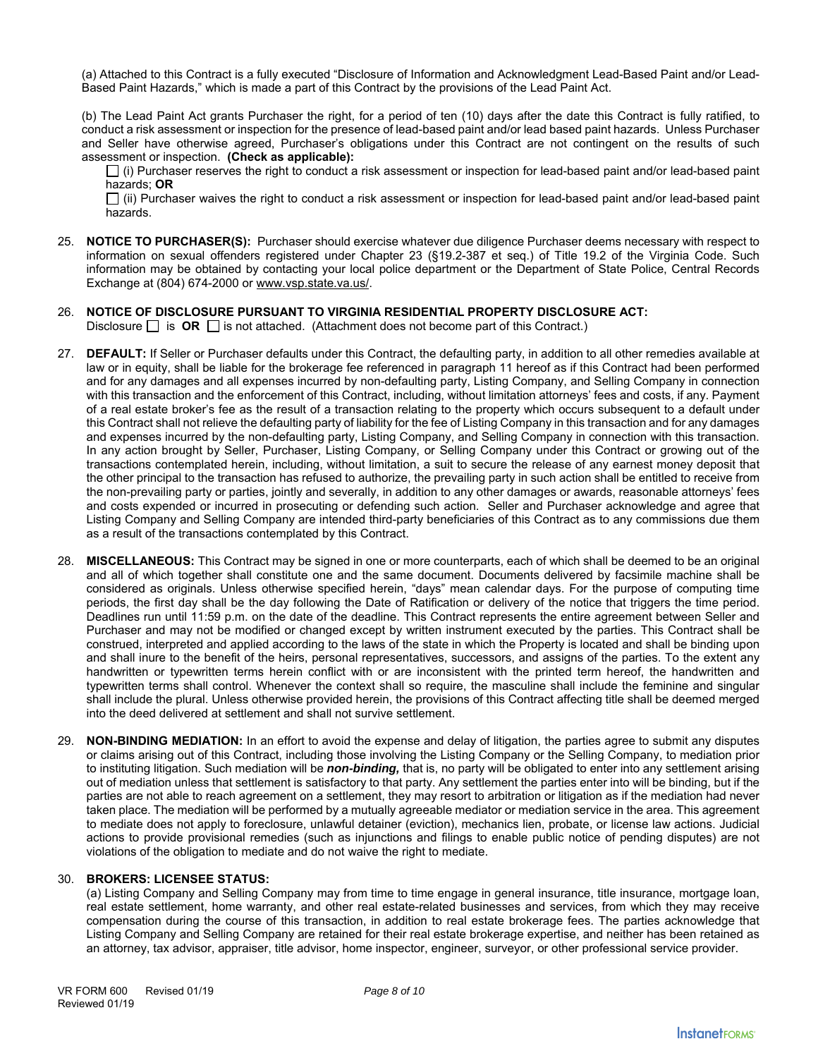(a) Attached to this Contract is a fully executed "Disclosure of Information and Acknowledgment Lead-Based Paint and/or Lead-Based Paint Hazards," which is made a part of this Contract by the provisions of the Lead Paint Act.

(b) The Lead Paint Act grants Purchaser the right, for a period of ten (10) days after the date this Contract is fully ratified, to conduct a risk assessment or inspection for the presence of lead-based paint and/or lead based paint hazards. Unless Purchaser and Seller have otherwise agreed, Purchaser's obligations under this Contract are not contingent on the results of such assessment or inspection. **(Check as applicable):**

☐ (i) Purchaser reserves the right to conduct a risk assessment or inspection for lead-based paint and/or lead-based paint hazards; **OR**

☐ (ii) Purchaser waives the right to conduct a risk assessment or inspection for lead-based paint and/or lead-based paint hazards.

25. **NOTICE TO PURCHASER(S):** Purchaser should exercise whatever due diligence Purchaser deems necessary with respect to information on sexual offenders registered under Chapter 23 (§19.2-387 et seq.) of Title 19.2 of the Virginia Code. Such information may be obtained by contacting your local police department or the Department of State Police, Central Records Exchange at (804) 674-2000 or www.vsp.state.va.us/.

26. **NOTICE OF DISCLOSURE PURSUANT TO VIRGINIA RESIDENTIAL PROPERTY DISCLOSURE ACT:**
Disclosure ☐ is **OR** ☐ is not attached. (Attachment does not become part of this Contract.)

27. **DEFAULT:** If Seller or Purchaser defaults under this Contract, the defaulting party, in addition to all other remedies available at law or in equity, shall be liable for the brokerage fee referenced in paragraph 11 hereof as if this Contract had been performed and for any damages and all expenses incurred by non-defaulting party, Listing Company, and Selling Company in connection with this transaction and the enforcement of this Contract, including, without limitation attorneys' fees and costs, if any. Payment of a real estate broker's fee as the result of a transaction relating to the property which occurs subsequent to a default under this Contract shall not relieve the defaulting party of liability for the fee of Listing Company in this transaction and for any damages and expenses incurred by the non-defaulting party, Listing Company, and Selling Company in connection with this transaction. In any action brought by Seller, Purchaser, Listing Company, or Selling Company under this Contract or growing out of the transactions contemplated herein, including, without limitation, a suit to secure the release of any earnest money deposit that the other principal to the transaction has refused to authorize, the prevailing party in such action shall be entitled to receive from the non-prevailing party or parties, jointly and severally, in addition to any other damages or awards, reasonable attorneys' fees and costs expended or incurred in prosecuting or defending such action. Seller and Purchaser acknowledge and agree that Listing Company and Selling Company are intended third-party beneficiaries of this Contract as to any commissions due them as a result of the transactions contemplated by this Contract.

28. **MISCELLANEOUS:** This Contract may be signed in one or more counterparts, each of which shall be deemed to be an original and all of which together shall constitute one and the same document. Documents delivered by facsimile machine shall be considered as originals. Unless otherwise specified herein, "days" mean calendar days. For the purpose of computing time periods, the first day shall be the day following the Date of Ratification or delivery of the notice that triggers the time period. Deadlines run until 11:59 p.m. on the date of the deadline. This Contract represents the entire agreement between Seller and Purchaser and may not be modified or changed except by written instrument executed by the parties. This Contract shall be construed, interpreted and applied according to the laws of the state in which the Property is located and shall be binding upon and shall inure to the benefit of the heirs, personal representatives, successors, and assigns of the parties. To the extent any handwritten or typewritten terms herein conflict with or are inconsistent with the printed term hereof, the handwritten and typewritten terms shall control. Whenever the context shall so require, the masculine shall include the feminine and singular shall include the plural. Unless otherwise provided herein, the provisions of this Contract affecting title shall be deemed merged into the deed delivered at settlement and shall not survive settlement.

29. **NON-BINDING MEDIATION:** In an effort to avoid the expense and delay of litigation, the parties agree to submit any disputes or claims arising out of this Contract, including those involving the Listing Company or the Selling Company, to mediation prior to instituting litigation. Such mediation will be ***non-binding,*** that is, no party will be obligated to enter into any settlement arising out of mediation unless that settlement is satisfactory to that party. Any settlement the parties enter into will be binding, but if the parties are not able to reach agreement on a settlement, they may resort to arbitration or litigation as if the mediation had never taken place. The mediation will be performed by a mutually agreeable mediator or mediation service in the area. This agreement to mediate does not apply to foreclosure, unlawful detainer (eviction), mechanics lien, probate, or license law actions. Judicial actions to provide provisional remedies (such as injunctions and filings to enable public notice of pending disputes) are not violations of the obligation to mediate and do not waive the right to mediate.

30. **BROKERS: LICENSEE STATUS:**

(a) Listing Company and Selling Company may from time to time engage in general insurance, title insurance, mortgage loan, real estate settlement, home warranty, and other real estate-related businesses and services, from which they may receive compensation during the course of this transaction, in addition to real estate brokerage fees. The parties acknowledge that Listing Company and Selling Company are retained for their real estate brokerage expertise, and neither has been retained as an attorney, tax advisor, appraiser, title advisor, home inspector, engineer, surveyor, or other professional service provider.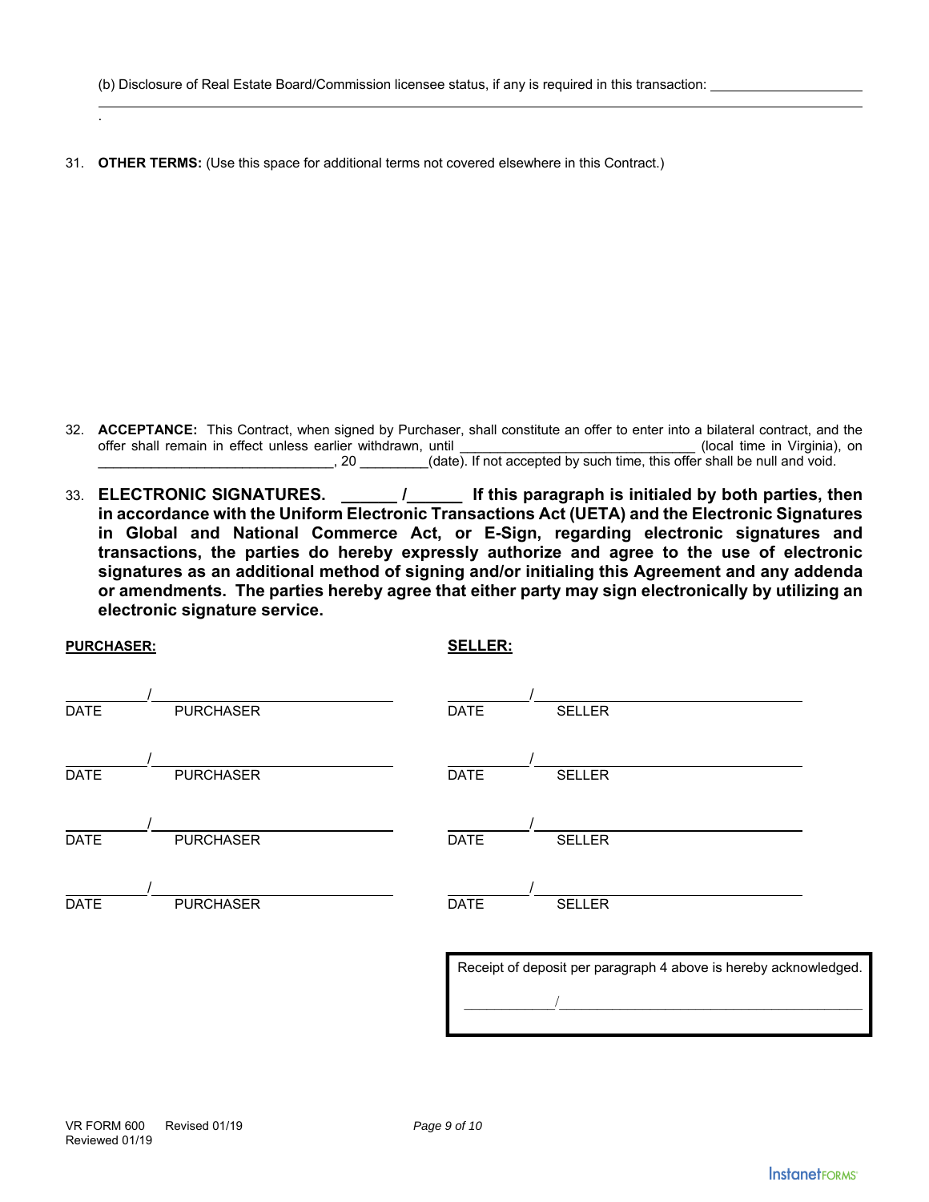(b) Disclosure of Real Estate Board/Commission licensee status, if any is required in this transaction: ____________________

____________________________________________________________________________________________.

31. **OTHER TERMS:** (Use this space for additional terms not covered elsewhere in this Contract.)

32. **ACCEPTANCE:** This Contract, when signed by Purchaser, shall constitute an offer to enter into a bilateral contract, and the offer shall remain in effect unless earlier withdrawn, until ______________________________ (local time in Virginia), on ________________________________, 20 _________(date). If not accepted by such time, this offer shall be null and void.

33. **ELECTRONIC SIGNATURES. ______ /______ If this paragraph is initialed by both parties, then in accordance with the Uniform Electronic Transactions Act (UETA) and the Electronic Signatures in Global and National Commerce Act, or E-Sign, regarding electronic signatures and transactions, the parties do hereby expressly authorize and agree to the use of electronic signatures as an additional method of signing and/or initialing this Agreement and any addenda or amendments. The parties hereby agree that either party may sign electronically by utilizing an electronic signature service.**

| **PURCHASER:** | **SELLER:** |
|---|---|
| __________/______________________ DATE PURCHASER | __________/______________________ DATE SELLER |
| __________/______________________ DATE PURCHASER | __________/______________________ DATE SELLER |
| __________/______________________ DATE PURCHASER | __________/______________________ DATE SELLER |
| __________/______________________ DATE PURCHASER | __________/______________________ DATE SELLER |

Receipt of deposit per paragraph 4 above is hereby acknowledged.

____________/________________________________________

VR FORM 600 Revised 01/19
Reviewed 01/19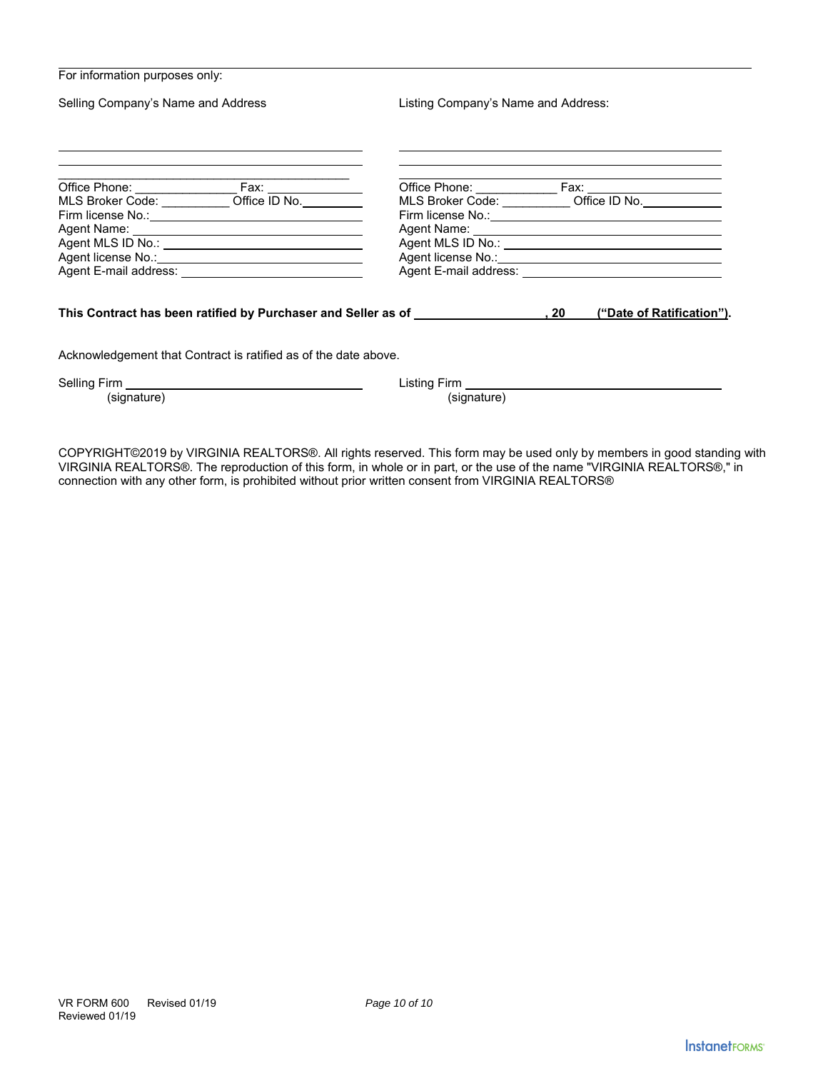For information purposes only:

Selling Company's Name and Address

\_\_\_\_\_\_\_\_\_\_\_\_\_\_\_\_\_\_\_\_\_\_\_\_\_\_\_\_\_\_\_\_\_\_\_\_\_\_\_\_

\_\_\_\_\_\_\_\_\_\_\_\_\_\_\_\_\_\_\_\_\_\_\_\_\_\_\_\_\_\_\_\_\_\_\_\_\_\_\_\_

\_\_\_\_\_\_\_\_\_\_\_\_\_\_\_\_\_\_\_\_\_\_\_\_\_\_\_\_\_\_\_\_\_\_\_\_\_\_\_\_

Office Phone: _______________ Fax: _______________

MLS Broker Code: __________ Office ID No.__________

Firm license No.:______________________________

Agent Name: ______________________________

Agent MLS ID No.: ______________________________

Agent license No.:______________________________

Agent E-mail address: ______________________________

Listing Company's Name and Address:

\_\_\_\_\_\_\_\_\_\_\_\_\_\_\_\_\_\_\_\_\_\_\_\_\_\_\_\_\_\_\_\_\_\_\_\_\_\_\_\_

\_\_\_\_\_\_\_\_\_\_\_\_\_\_\_\_\_\_\_\_\_\_\_\_\_\_\_\_\_\_\_\_\_\_\_\_\_\_\_\_

\_\_\_\_\_\_\_\_\_\_\_\_\_\_\_\_\_\_\_\_\_\_\_\_\_\_\_\_\_\_\_\_\_\_\_\_\_\_\_\_

Office Phone: ____________ Fax: _______________

MLS Broker Code: __________ Office ID No.____________

Firm license No.:______________________________

Agent Name: ______________________________

Agent MLS ID No.: ______________________________

Agent license No.:______________________________

Agent E-mail address: ______________________________

**This Contract has been ratified by Purchaser and Seller as of ___________________, 20 ____ ("Date of Ratification").**

Acknowledgement that Contract is ratified as of the date above.

Selling Firm ______________________________
(signature)

Listing Firm ______________________________
(signature)

COPYRIGHT©2019 by VIRGINIA REALTORS®. All rights reserved. This form may be used only by members in good standing with VIRGINIA REALTORS®. The reproduction of this form, in whole or in part, or the use of the name "VIRGINIA REALTORS®," in connection with any other form, is prohibited without prior written consent from VIRGINIA REALTORS®

VR FORM 600 Revised 01/19
Reviewed 01/19